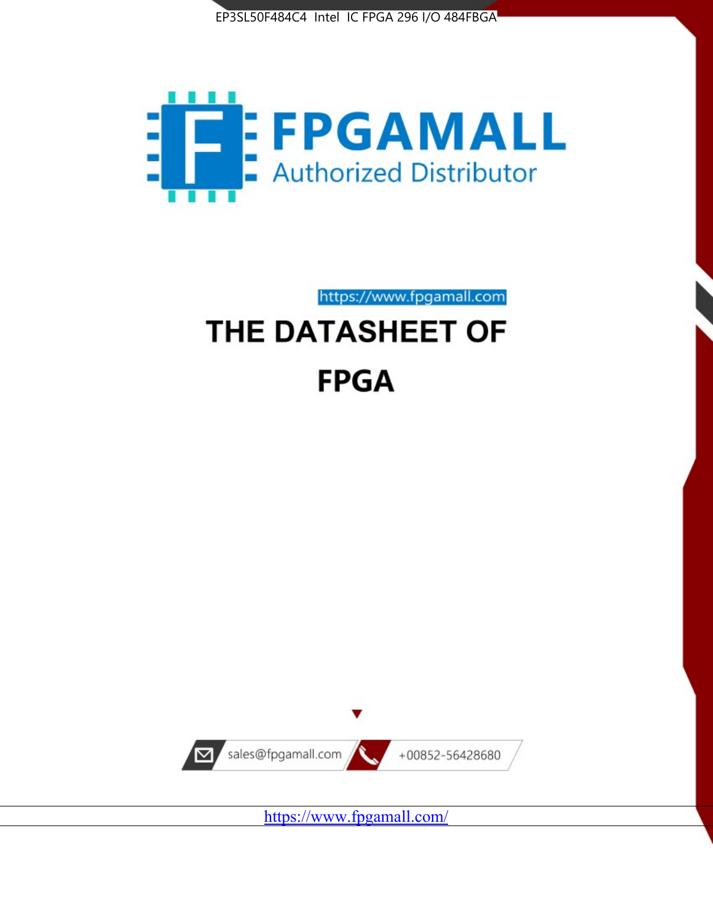EP3SL50F484C4 Intel IC FPGA 296 I/O 484FBGA

FPGAMALL

Authorized Distributor

https://www.fpgamall.com

# THE DATASHEET OF

# FPGA

sales@fpgamall.com

+00852-56428680

https://www.fpgamall.com/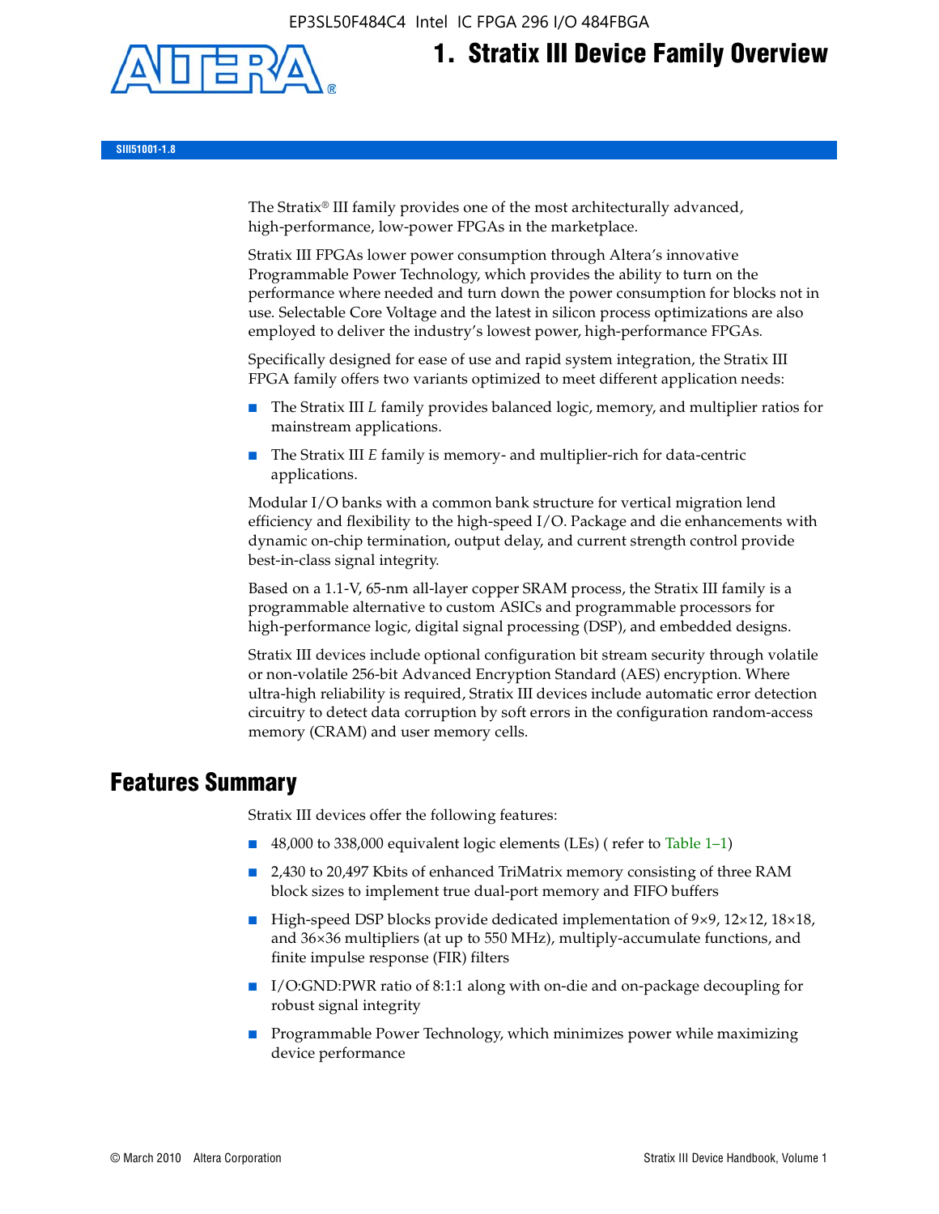# 1. Stratix III Device Family Overview

SIII51001-1.8

The Stratix® III family provides one of the most architecturally advanced, high-performance, low-power FPGAs in the marketplace.

Stratix III FPGAs lower power consumption through Altera's innovative Programmable Power Technology, which provides the ability to turn on the performance where needed and turn down the power consumption for blocks not in use. Selectable Core Voltage and the latest in silicon process optimizations are also employed to deliver the industry's lowest power, high-performance FPGAs.

Specifically designed for ease of use and rapid system integration, the Stratix III FPGA family offers two variants optimized to meet different application needs:

- The Stratix III *L* family provides balanced logic, memory, and multiplier ratios for mainstream applications.
- The Stratix III *E* family is memory- and multiplier-rich for data-centric applications.

Modular I/O banks with a common bank structure for vertical migration lend efficiency and flexibility to the high-speed I/O. Package and die enhancements with dynamic on-chip termination, output delay, and current strength control provide best-in-class signal integrity.

Based on a 1.1-V, 65-nm all-layer copper SRAM process, the Stratix III family is a programmable alternative to custom ASICs and programmable processors for high-performance logic, digital signal processing (DSP), and embedded designs.

Stratix III devices include optional configuration bit stream security through volatile or non-volatile 256-bit Advanced Encryption Standard (AES) encryption. Where ultra-high reliability is required, Stratix III devices include automatic error detection circuitry to detect data corruption by soft errors in the configuration random-access memory (CRAM) and user memory cells.

## Features Summary

Stratix III devices offer the following features:

- 48,000 to 338,000 equivalent logic elements (LEs) ( refer to Table 1–1)
- 2,430 to 20,497 Kbits of enhanced TriMatrix memory consisting of three RAM block sizes to implement true dual-port memory and FIFO buffers
- High-speed DSP blocks provide dedicated implementation of 9×9, 12×12, 18×18, and 36×36 multipliers (at up to 550 MHz), multiply-accumulate functions, and finite impulse response (FIR) filters
- I/O:GND:PWR ratio of 8:1:1 along with on-die and on-package decoupling for robust signal integrity
- Programmable Power Technology, which minimizes power while maximizing device performance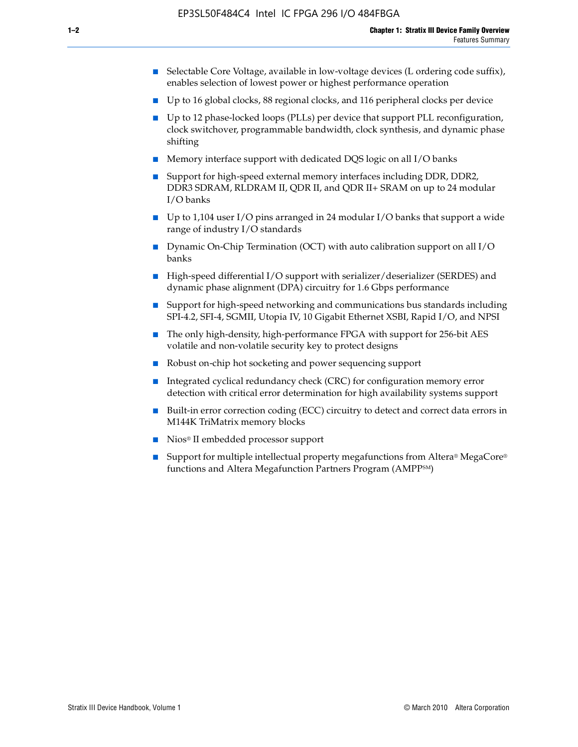- Selectable Core Voltage, available in low-voltage devices (L ordering code suffix), enables selection of lowest power or highest performance operation
- Up to 16 global clocks, 88 regional clocks, and 116 peripheral clocks per device
- Up to 12 phase-locked loops (PLLs) per device that support PLL reconfiguration, clock switchover, programmable bandwidth, clock synthesis, and dynamic phase shifting
- Memory interface support with dedicated DQS logic on all I/O banks
- Support for high-speed external memory interfaces including DDR, DDR2, DDR3 SDRAM, RLDRAM II, QDR II, and QDR II+ SRAM on up to 24 modular I/O banks
- Up to 1,104 user I/O pins arranged in 24 modular I/O banks that support a wide range of industry I/O standards
- Dynamic On-Chip Termination (OCT) with auto calibration support on all I/O banks
- High-speed differential I/O support with serializer/deserializer (SERDES) and dynamic phase alignment (DPA) circuitry for 1.6 Gbps performance
- Support for high-speed networking and communications bus standards including SPI-4.2, SFI-4, SGMII, Utopia IV, 10 Gigabit Ethernet XSBI, Rapid I/O, and NPSI
- The only high-density, high-performance FPGA with support for 256-bit AES volatile and non-volatile security key to protect designs
- Robust on-chip hot socketing and power sequencing support
- Integrated cyclical redundancy check (CRC) for configuration memory error detection with critical error determination for high availability systems support
- Built-in error correction coding (ECC) circuitry to detect and correct data errors in M144K TriMatrix memory blocks
- Nios® II embedded processor support
- Support for multiple intellectual property megafunctions from Altera® MegaCore® functions and Altera Megafunction Partners Program (AMPP℠)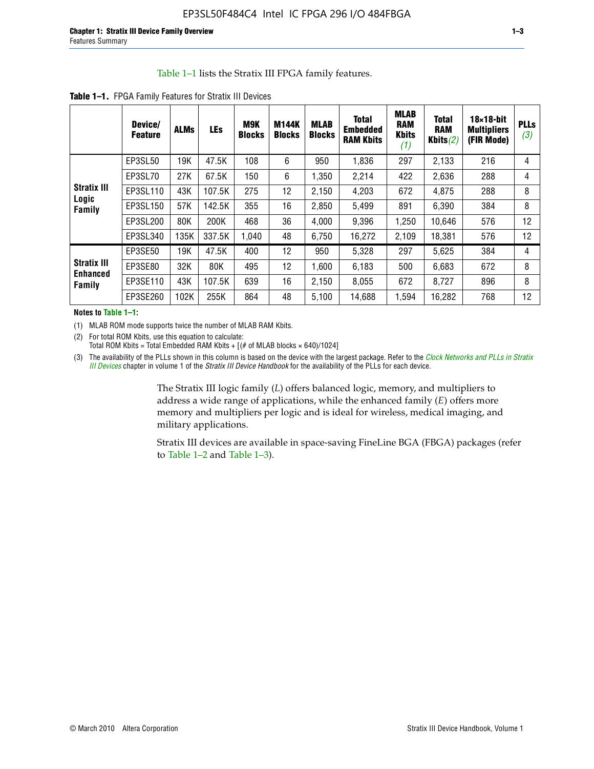Table 1–1 lists the Stratix III FPGA family features.

**Table 1–1.** FPGA Family Features for Stratix III Devices

| | Device/ Feature | ALMs | LEs | M9K Blocks | M144K Blocks | MLAB Blocks | Total Embedded RAM Kbits | MLAB RAM Kbits *(1)* | Total RAM Kbits *(2)* | 18×18-bit Multipliers (FIR Mode) | PLLs *(3)* |
|---|---|---|---|---|---|---|---|---|---|---|---|
| **Stratix III Logic Family** | EP3SL50 | 19K | 47.5K | 108 | 6 | 950 | 1,836 | 297 | 2,133 | 216 | 4 |
| | EP3SL70 | 27K | 67.5K | 150 | 6 | 1,350 | 2,214 | 422 | 2,636 | 288 | 4 |
| | EP3SL110 | 43K | 107.5K | 275 | 12 | 2,150 | 4,203 | 672 | 4,875 | 288 | 8 |
| | EP3SL150 | 57K | 142.5K | 355 | 16 | 2,850 | 5,499 | 891 | 6,390 | 384 | 8 |
| | EP3SL200 | 80K | 200K | 468 | 36 | 4,000 | 9,396 | 1,250 | 10,646 | 576 | 12 |
| | EP3SL340 | 135K | 337.5K | 1,040 | 48 | 6,750 | 16,272 | 2,109 | 18,381 | 576 | 12 |
| **Stratix III Enhanced Family** | EP3SE50 | 19K | 47.5K | 400 | 12 | 950 | 5,328 | 297 | 5,625 | 384 | 4 |
| | EP3SE80 | 32K | 80K | 495 | 12 | 1,600 | 6,183 | 500 | 6,683 | 672 | 8 |
| | EP3SE110 | 43K | 107.5K | 639 | 16 | 2,150 | 8,055 | 672 | 8,727 | 896 | 8 |
| | EP3SE260 | 102K | 255K | 864 | 48 | 5,100 | 14,688 | 1,594 | 16,282 | 768 | 12 |

**Notes to Table 1–1:**

(1) MLAB ROM mode supports twice the number of MLAB RAM Kbits.

(2) For total ROM Kbits, use this equation to calculate:
Total ROM Kbits = Total Embedded RAM Kbits + [(# of MLAB blocks × 640)/1024]

(3) The availability of the PLLs shown in this column is based on the device with the largest package. Refer to the *Clock Networks and PLLs in Stratix III Devices* chapter in volume 1 of the *Stratix III Device Handbook* for the availability of the PLLs for each device.

The Stratix III logic family (*L*) offers balanced logic, memory, and multipliers to address a wide range of applications, while the enhanced family (*E*) offers more memory and multipliers per logic and is ideal for wireless, medical imaging, and military applications.

Stratix III devices are available in space-saving FineLine BGA (FBGA) packages (refer to Table 1–2 and Table 1–3).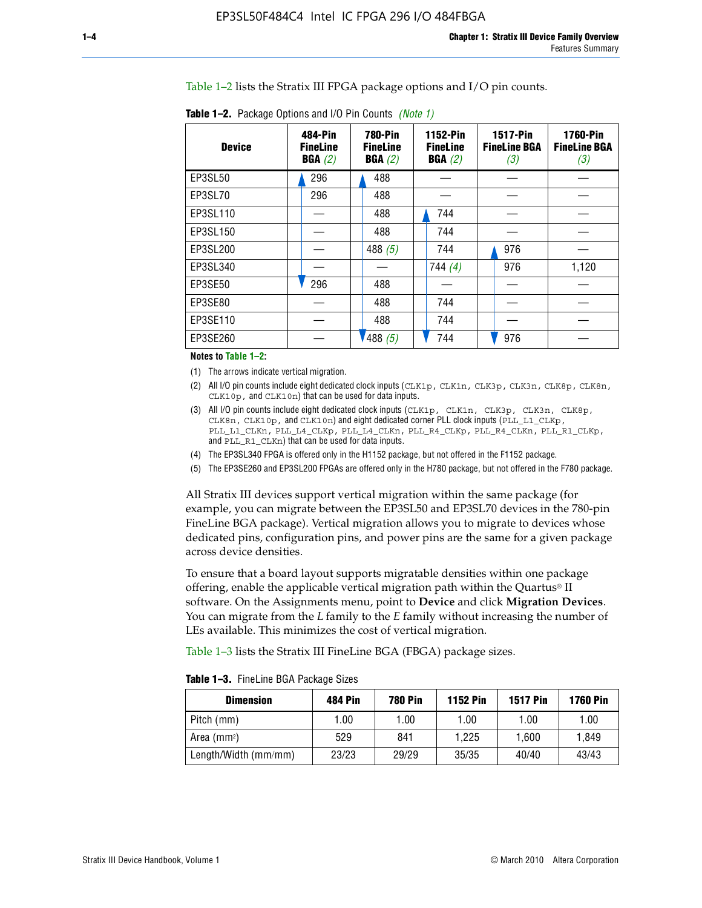Table 1–2 lists the Stratix III FPGA package options and I/O pin counts.

**Table 1–2.** Package Options and I/O Pin Counts *(Note 1)*

| Device | 484-Pin FineLine BGA *(2)* | 780-Pin FineLine BGA *(2)* | 1152-Pin FineLine BGA *(2)* | 1517-Pin FineLine BGA *(3)* | 1760-Pin FineLine BGA *(3)* |
|---|---|---|---|---|---|
| EP3SL50 | 296 | 488 | — | — | — |
| EP3SL70 | 296 | 488 | — | — | — |
| EP3SL110 | — | 488 | 744 | — | — |
| EP3SL150 | — | 488 | 744 | — | — |
| EP3SL200 | — | 488 *(5)* | 744 | 976 | — |
| EP3SL340 | — | — | 744 *(4)* | 976 | 1,120 |
| EP3SE50 | 296 | 488 | — | — | — |
| EP3SE80 | — | 488 | 744 | — | — |
| EP3SE110 | — | 488 | 744 | — | — |
| EP3SE260 | — | 488 *(5)* | 744 | 976 | — |

**Notes to Table 1–2:**

(1) The arrows indicate vertical migration.

(2) All I/O pin counts include eight dedicated clock inputs (CLK1p, CLK1n, CLK3p, CLK3n, CLK8p, CLK8n, CLK10p, and CLK10n) that can be used for data inputs.

(3) All I/O pin counts include eight dedicated clock inputs (CLK1p, CLK1n, CLK3p, CLK3n, CLK8p, CLK8n, CLK10p, and CLK10n) and eight dedicated corner PLL clock inputs (PLL_L1_CLKp, PLL_L1_CLKn, PLL_L4_CLKp, PLL_L4_CLKn, PLL_R4_CLKp, PLL_R4_CLKn, PLL_R1_CLKp, and PLL_R1_CLKn) that can be used for data inputs.

(4) The EP3SL340 FPGA is offered only in the H1152 package, but not offered in the F1152 package.

(5) The EP3SE260 and EP3SL200 FPGAs are offered only in the H780 package, but not offered in the F780 package.

All Stratix III devices support vertical migration within the same package (for example, you can migrate between the EP3SL50 and EP3SL70 devices in the 780-pin FineLine BGA package). Vertical migration allows you to migrate to devices whose dedicated pins, configuration pins, and power pins are the same for a given package across device densities.

To ensure that a board layout supports migratable densities within one package offering, enable the applicable vertical migration path within the Quartus® II software. On the Assignments menu, point to **Device** and click **Migration Devices**. You can migrate from the *L* family to the *E* family without increasing the number of LEs available. This minimizes the cost of vertical migration.

Table 1–3 lists the Stratix III FineLine BGA (FBGA) package sizes.

**Table 1–3.** FineLine BGA Package Sizes

| Dimension | 484 Pin | 780 Pin | 1152 Pin | 1517 Pin | 1760 Pin |
|---|---|---|---|---|---|
| Pitch (mm) | 1.00 | 1.00 | 1.00 | 1.00 | 1.00 |
| Area ($mm^2$) | 529 | 841 | 1,225 | 1,600 | 1,849 |
| Length/Width (mm/mm) | 23/23 | 29/29 | 35/35 | 40/40 | 43/43 |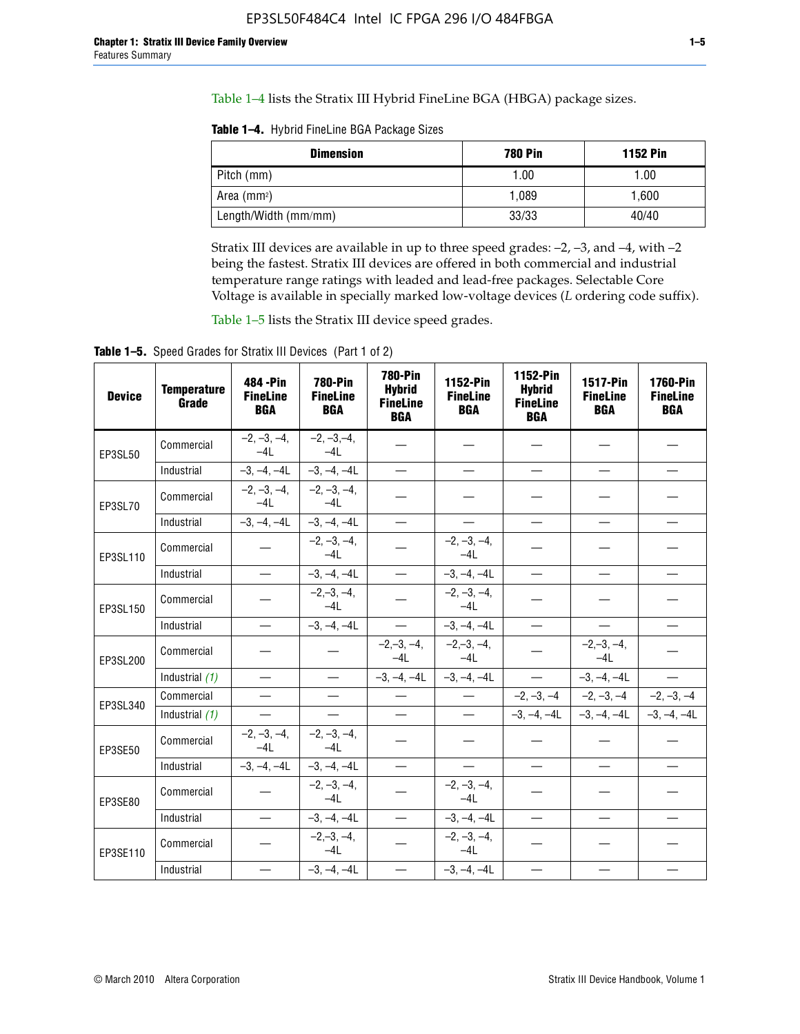Table 1–4 lists the Stratix III Hybrid FineLine BGA (HBGA) package sizes.

**Table 1–4.** Hybrid FineLine BGA Package Sizes

| Dimension | 780 Pin | 1152 Pin |
|---|---|---|
| Pitch (mm) | 1.00 | 1.00 |
| Area ($mm^2$) | 1,089 | 1,600 |
| Length/Width (mm/mm) | 33/33 | 40/40 |

Stratix III devices are available in up to three speed grades: –2, –3, and –4, with –2 being the fastest. Stratix III devices are offered in both commercial and industrial temperature range ratings with leaded and lead-free packages. Selectable Core Voltage is available in specially marked low-voltage devices (*L* ordering code suffix).

Table 1–5 lists the Stratix III device speed grades.

**Table 1–5.** Speed Grades for Stratix III Devices (Part 1 of 2)

| Device | Temperature Grade | 484 -Pin FineLine BGA | 780-Pin FineLine BGA | 780-Pin Hybrid FineLine BGA | 1152-Pin FineLine BGA | 1152-Pin Hybrid FineLine BGA | 1517-Pin FineLine BGA | 1760-Pin FineLine BGA |
|---|---|---|---|---|---|---|---|---|
| EP3SL50 | Commercial | –2, –3, –4, –4L | –2, –3,–4, –4L | — | — | — | — | — |
| | Industrial | –3, –4, –4L | –3, –4, –4L | — | — | — | — | — |
| EP3SL70 | Commercial | –2, –3, –4, –4L | –2, –3, –4, –4L | — | — | — | — | — |
| | Industrial | –3, –4, –4L | –3, –4, –4L | — | — | — | — | — |
| EP3SL110 | Commercial | — | –2, –3, –4, –4L | — | –2, –3, –4, –4L | — | — | — |
| | Industrial | — | –3, –4, –4L | — | –3, –4, –4L | — | — | — |
| EP3SL150 | Commercial | — | –2,–3, –4, –4L | — | –2, –3, –4, –4L | — | — | — |
| | Industrial | — | –3, –4, –4L | — | –3, –4, –4L | — | — | — |
| EP3SL200 | Commercial | — | — | –2,–3, –4, –4L | –2,–3, –4, –4L | — | –2,–3, –4, –4L | — |
| | Industrial *(1)* | — | — | –3, –4, –4L | –3, –4, –4L | — | –3, –4, –4L | — |
| EP3SL340 | Commercial | — | — | — | — | –2, –3, –4 | –2, –3, –4 | –2, –3, –4 |
| | Industrial *(1)* | — | — | — | — | –3, –4, –4L | –3, –4, –4L | –3, –4, –4L |
| EP3SE50 | Commercial | –2, –3, –4, –4L | –2, –3, –4, –4L | — | — | — | — | — |
| | Industrial | –3, –4, –4L | –3, –4, –4L | — | — | — | — | — |
| EP3SE80 | Commercial | — | –2, –3, –4, –4L | — | –2, –3, –4, –4L | — | — | — |
| | Industrial | — | –3, –4, –4L | — | –3, –4, –4L | — | — | — |
| EP3SE110 | Commercial | — | –2,–3, –4, –4L | — | –2, –3, –4, –4L | — | — | — |
| | Industrial | — | –3, –4, –4L | — | –3, –4, –4L | — | — | — |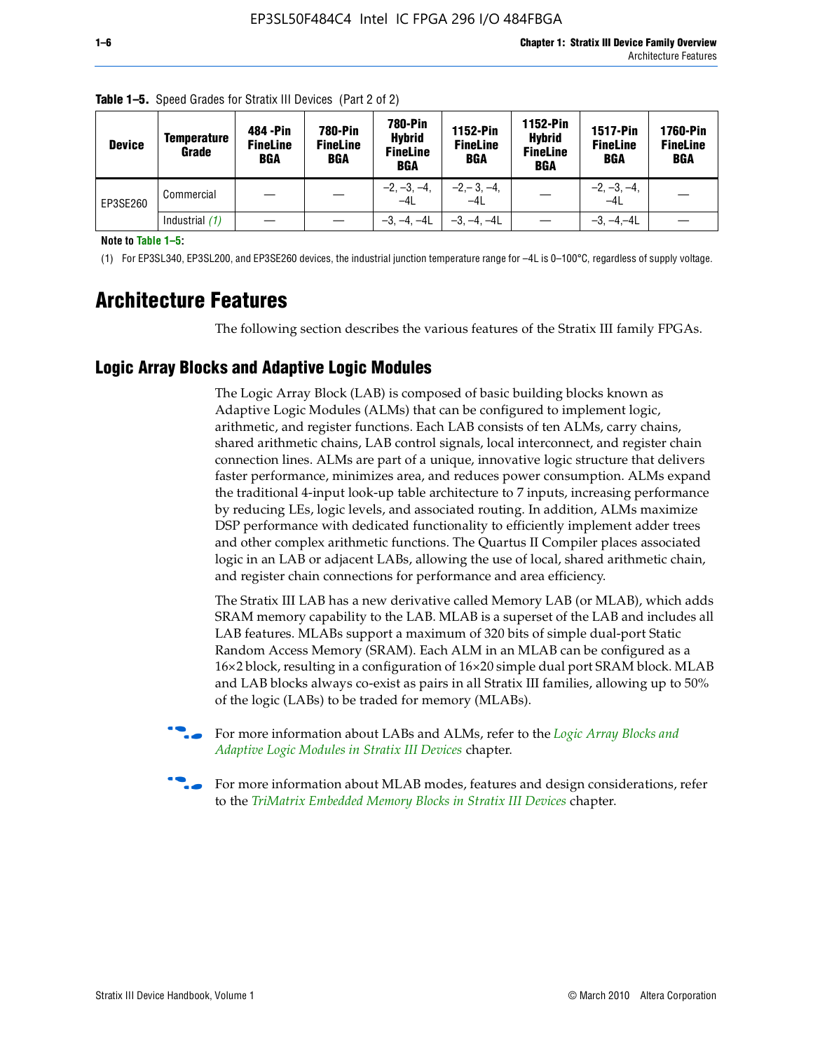**Table 1–5.** Speed Grades for Stratix III Devices (Part 2 of 2)

| Device | Temperature Grade | 484 -Pin FineLine BGA | 780-Pin FineLine BGA | 780-Pin Hybrid FineLine BGA | 1152-Pin FineLine BGA | 1152-Pin Hybrid FineLine BGA | 1517-Pin FineLine BGA | 1760-Pin FineLine BGA |
|---|---|---|---|---|---|---|---|---|
| EP3SE260 | Commercial | — | — | –2, –3, –4, –4L | –2,– 3, –4, –4L | — | –2, –3, –4, –4L | — |
| | Industrial *(1)* | — | — | –3, –4, –4L | –3, –4, –4L | — | –3, –4,–4L | — |

**Note to Table 1–5:**

(1) For EP3SL340, EP3SL200, and EP3SE260 devices, the industrial junction temperature range for –4L is 0–100°C, regardless of supply voltage.

# Architecture Features

The following section describes the various features of the Stratix III family FPGAs.

## Logic Array Blocks and Adaptive Logic Modules

The Logic Array Block (LAB) is composed of basic building blocks known as Adaptive Logic Modules (ALMs) that can be configured to implement logic, arithmetic, and register functions. Each LAB consists of ten ALMs, carry chains, shared arithmetic chains, LAB control signals, local interconnect, and register chain connection lines. ALMs are part of a unique, innovative logic structure that delivers faster performance, minimizes area, and reduces power consumption. ALMs expand the traditional 4-input look-up table architecture to 7 inputs, increasing performance by reducing LEs, logic levels, and associated routing. In addition, ALMs maximize DSP performance with dedicated functionality to efficiently implement adder trees and other complex arithmetic functions. The Quartus II Compiler places associated logic in an LAB or adjacent LABs, allowing the use of local, shared arithmetic chain, and register chain connections for performance and area efficiency.

The Stratix III LAB has a new derivative called Memory LAB (or MLAB), which adds SRAM memory capability to the LAB. MLAB is a superset of the LAB and includes all LAB features. MLABs support a maximum of 320 bits of simple dual-port Static Random Access Memory (SRAM). Each ALM in an MLAB can be configured as a 16×2 block, resulting in a configuration of 16×20 simple dual port SRAM block. MLAB and LAB blocks always co-exist as pairs in all Stratix III families, allowing up to 50% of the logic (LABs) to be traded for memory (MLABs).

For more information about LABs and ALMs, refer to the *Logic Array Blocks and Adaptive Logic Modules in Stratix III Devices* chapter.

For more information about MLAB modes, features and design considerations, refer to the *TriMatrix Embedded Memory Blocks in Stratix III Devices* chapter.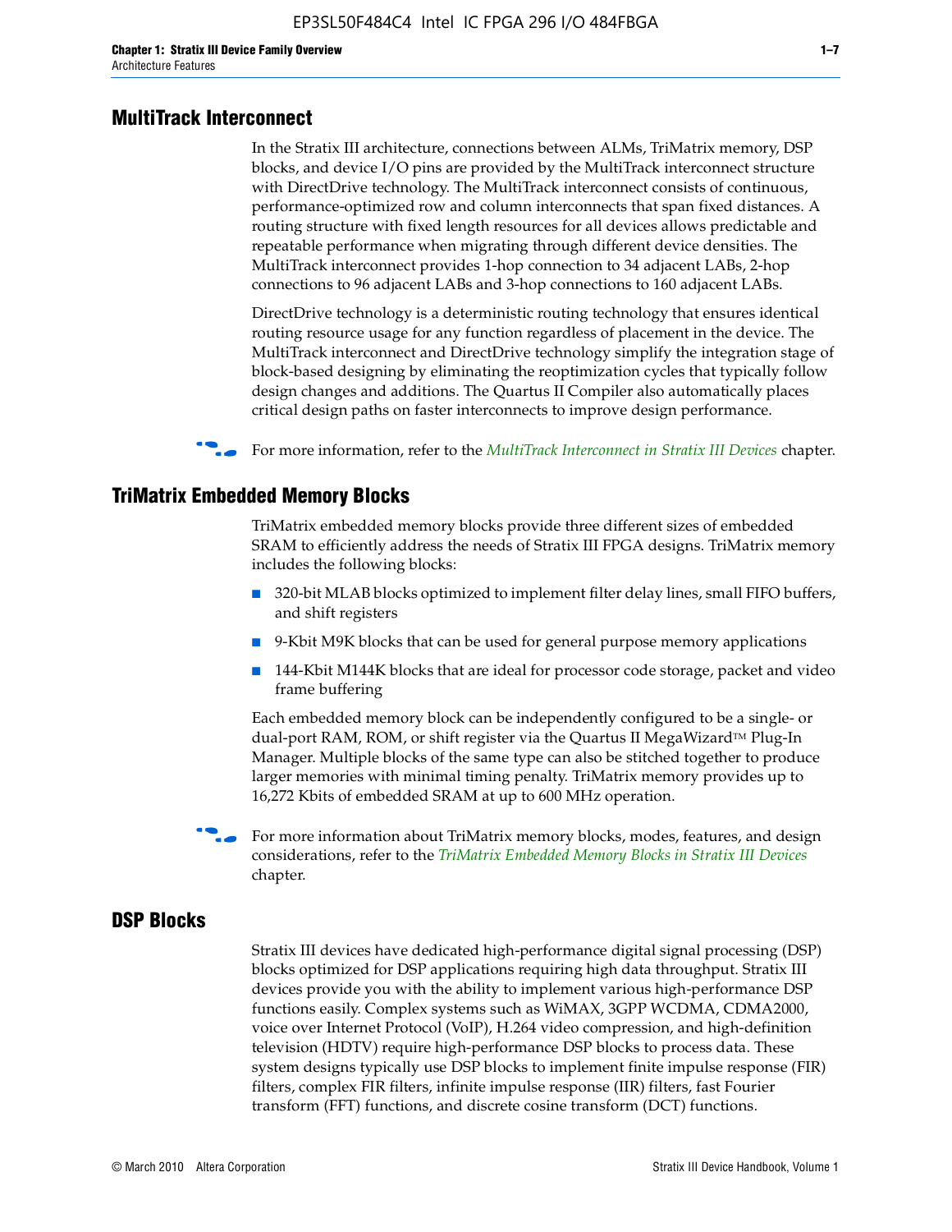## MultiTrack Interconnect

In the Stratix III architecture, connections between ALMs, TriMatrix memory, DSP blocks, and device I/O pins are provided by the MultiTrack interconnect structure with DirectDrive technology. The MultiTrack interconnect consists of continuous, performance-optimized row and column interconnects that span fixed distances. A routing structure with fixed length resources for all devices allows predictable and repeatable performance when migrating through different device densities. The MultiTrack interconnect provides 1-hop connection to 34 adjacent LABs, 2-hop connections to 96 adjacent LABs and 3-hop connections to 160 adjacent LABs.

DirectDrive technology is a deterministic routing technology that ensures identical routing resource usage for any function regardless of placement in the device. The MultiTrack interconnect and DirectDrive technology simplify the integration stage of block-based designing by eliminating the reoptimization cycles that typically follow design changes and additions. The Quartus II Compiler also automatically places critical design paths on faster interconnects to improve design performance.

For more information, refer to the *MultiTrack Interconnect in Stratix III Devices* chapter.

## TriMatrix Embedded Memory Blocks

TriMatrix embedded memory blocks provide three different sizes of embedded SRAM to efficiently address the needs of Stratix III FPGA designs. TriMatrix memory includes the following blocks:

- 320-bit MLAB blocks optimized to implement filter delay lines, small FIFO buffers, and shift registers
- 9-Kbit M9K blocks that can be used for general purpose memory applications
- 144-Kbit M144K blocks that are ideal for processor code storage, packet and video frame buffering

Each embedded memory block can be independently configured to be a single- or dual-port RAM, ROM, or shift register via the Quartus II MegaWizard™ Plug-In Manager. Multiple blocks of the same type can also be stitched together to produce larger memories with minimal timing penalty. TriMatrix memory provides up to 16,272 Kbits of embedded SRAM at up to 600 MHz operation.

For more information about TriMatrix memory blocks, modes, features, and design considerations, refer to the *TriMatrix Embedded Memory Blocks in Stratix III Devices* chapter.

## DSP Blocks

Stratix III devices have dedicated high-performance digital signal processing (DSP) blocks optimized for DSP applications requiring high data throughput. Stratix III devices provide you with the ability to implement various high-performance DSP functions easily. Complex systems such as WiMAX, 3GPP WCDMA, CDMA2000, voice over Internet Protocol (VoIP), H.264 video compression, and high-definition television (HDTV) require high-performance DSP blocks to process data. These system designs typically use DSP blocks to implement finite impulse response (FIR) filters, complex FIR filters, infinite impulse response (IIR) filters, fast Fourier transform (FFT) functions, and discrete cosine transform (DCT) functions.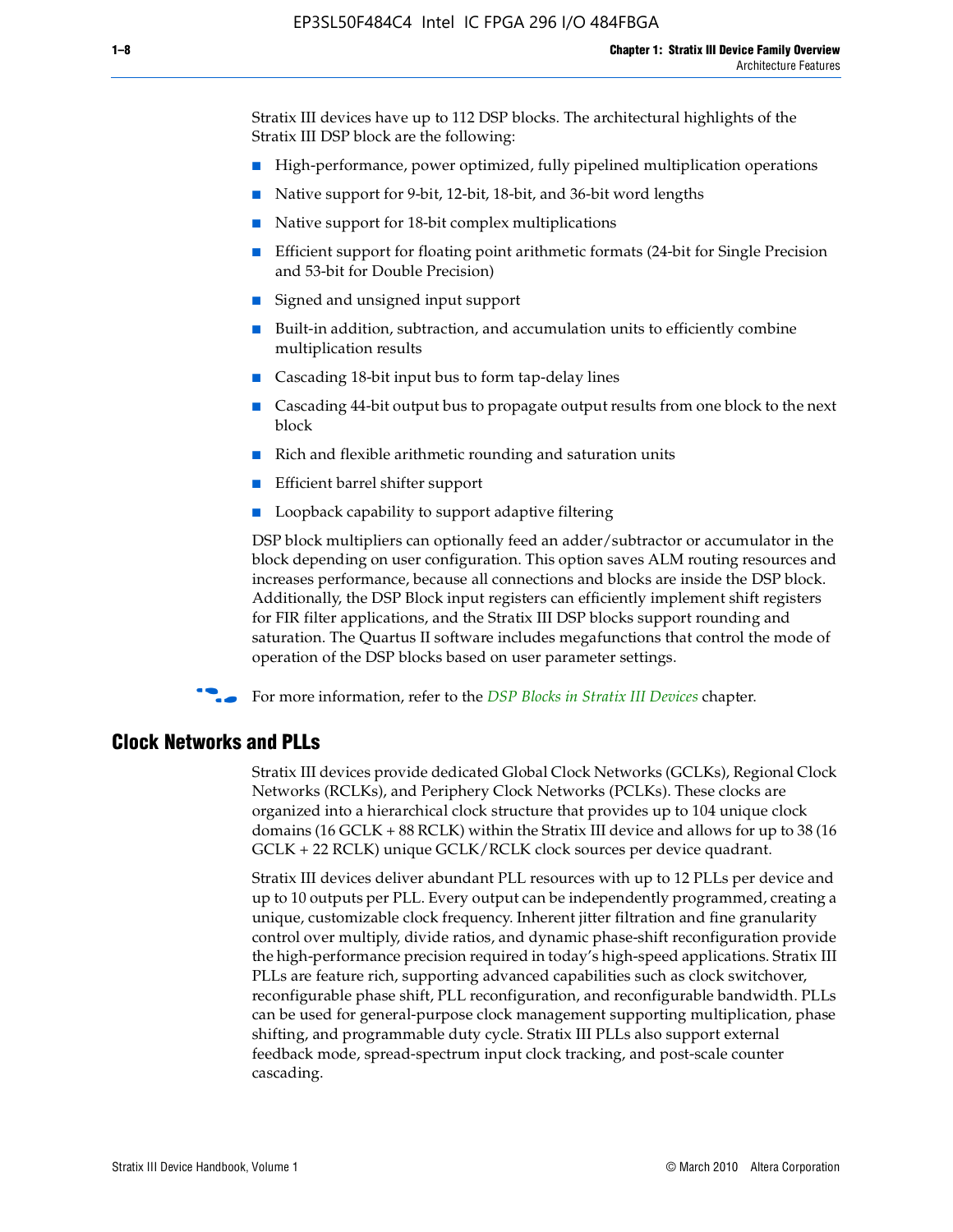Stratix III devices have up to 112 DSP blocks. The architectural highlights of the Stratix III DSP block are the following:

- High-performance, power optimized, fully pipelined multiplication operations
- Native support for 9-bit, 12-bit, 18-bit, and 36-bit word lengths
- Native support for 18-bit complex multiplications
- Efficient support for floating point arithmetic formats (24-bit for Single Precision and 53-bit for Double Precision)
- Signed and unsigned input support
- Built-in addition, subtraction, and accumulation units to efficiently combine multiplication results
- Cascading 18-bit input bus to form tap-delay lines
- Cascading 44-bit output bus to propagate output results from one block to the next block
- Rich and flexible arithmetic rounding and saturation units
- Efficient barrel shifter support
- Loopback capability to support adaptive filtering

DSP block multipliers can optionally feed an adder/subtractor or accumulator in the block depending on user configuration. This option saves ALM routing resources and increases performance, because all connections and blocks are inside the DSP block. Additionally, the DSP Block input registers can efficiently implement shift registers for FIR filter applications, and the Stratix III DSP blocks support rounding and saturation. The Quartus II software includes megafunctions that control the mode of operation of the DSP blocks based on user parameter settings.

For more information, refer to the *DSP Blocks in Stratix III Devices* chapter.

## Clock Networks and PLLs

Stratix III devices provide dedicated Global Clock Networks (GCLKs), Regional Clock Networks (RCLKs), and Periphery Clock Networks (PCLKs). These clocks are organized into a hierarchical clock structure that provides up to 104 unique clock domains (16 GCLK + 88 RCLK) within the Stratix III device and allows for up to 38 (16 GCLK + 22 RCLK) unique GCLK/RCLK clock sources per device quadrant.

Stratix III devices deliver abundant PLL resources with up to 12 PLLs per device and up to 10 outputs per PLL. Every output can be independently programmed, creating a unique, customizable clock frequency. Inherent jitter filtration and fine granularity control over multiply, divide ratios, and dynamic phase-shift reconfiguration provide the high-performance precision required in today's high-speed applications. Stratix III PLLs are feature rich, supporting advanced capabilities such as clock switchover, reconfigurable phase shift, PLL reconfiguration, and reconfigurable bandwidth. PLLs can be used for general-purpose clock management supporting multiplication, phase shifting, and programmable duty cycle. Stratix III PLLs also support external feedback mode, spread-spectrum input clock tracking, and post-scale counter cascading.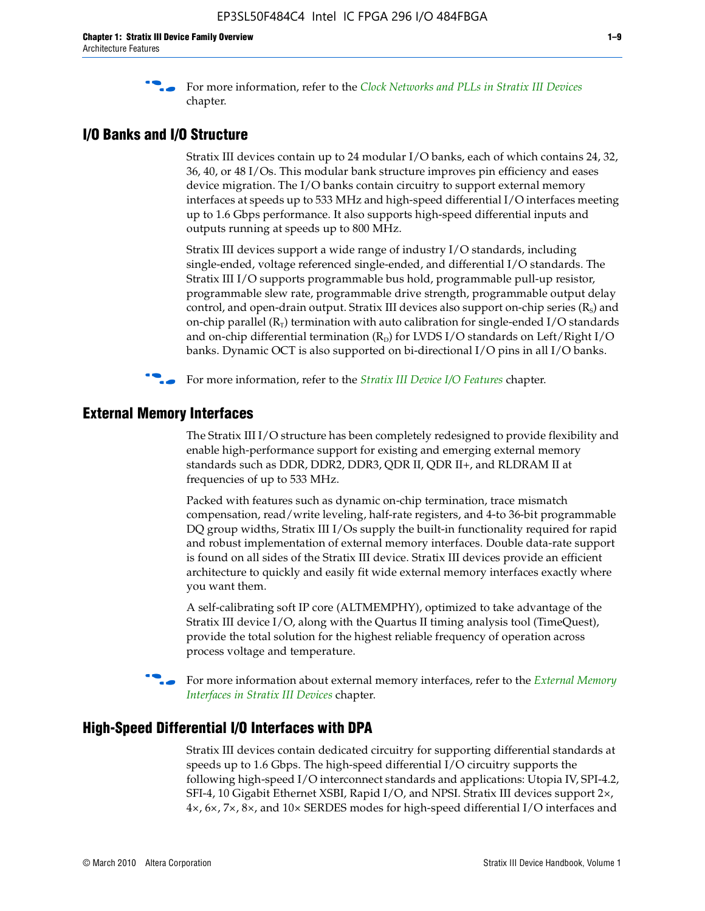For more information, refer to the *Clock Networks and PLLs in Stratix III Devices* chapter.

## I/O Banks and I/O Structure

Stratix III devices contain up to 24 modular I/O banks, each of which contains 24, 32, 36, 40, or 48 I/Os. This modular bank structure improves pin efficiency and eases device migration. The I/O banks contain circuitry to support external memory interfaces at speeds up to 533 MHz and high-speed differential I/O interfaces meeting up to 1.6 Gbps performance. It also supports high-speed differential inputs and outputs running at speeds up to 800 MHz.

Stratix III devices support a wide range of industry I/O standards, including single-ended, voltage referenced single-ended, and differential I/O standards. The Stratix III I/O supports programmable bus hold, programmable pull-up resistor, programmable slew rate, programmable drive strength, programmable output delay control, and open-drain output. Stratix III devices also support on-chip series ($R_S$) and on-chip parallel ($R_T$) termination with auto calibration for single-ended I/O standards and on-chip differential termination ($R_D$) for LVDS I/O standards on Left/Right I/O banks. Dynamic OCT is also supported on bi-directional I/O pins in all I/O banks.

For more information, refer to the *Stratix III Device I/O Features* chapter.

## External Memory Interfaces

The Stratix III I/O structure has been completely redesigned to provide flexibility and enable high-performance support for existing and emerging external memory standards such as DDR, DDR2, DDR3, QDR II, QDR II+, and RLDRAM II at frequencies of up to 533 MHz.

Packed with features such as dynamic on-chip termination, trace mismatch compensation, read/write leveling, half-rate registers, and 4-to 36-bit programmable DQ group widths, Stratix III I/Os supply the built-in functionality required for rapid and robust implementation of external memory interfaces. Double data-rate support is found on all sides of the Stratix III device. Stratix III devices provide an efficient architecture to quickly and easily fit wide external memory interfaces exactly where you want them.

A self-calibrating soft IP core (ALTMEMPHY), optimized to take advantage of the Stratix III device I/O, along with the Quartus II timing analysis tool (TimeQuest), provide the total solution for the highest reliable frequency of operation across process voltage and temperature.

For more information about external memory interfaces, refer to the *External Memory Interfaces in Stratix III Devices* chapter.

## High-Speed Differential I/O Interfaces with DPA

Stratix III devices contain dedicated circuitry for supporting differential standards at speeds up to 1.6 Gbps. The high-speed differential I/O circuitry supports the following high-speed I/O interconnect standards and applications: Utopia IV, SPI-4.2, SFI-4, 10 Gigabit Ethernet XSBI, Rapid I/O, and NPSI. Stratix III devices support 2×, 4×, 6×, 7×, 8×, and 10× SERDES modes for high-speed differential I/O interfaces and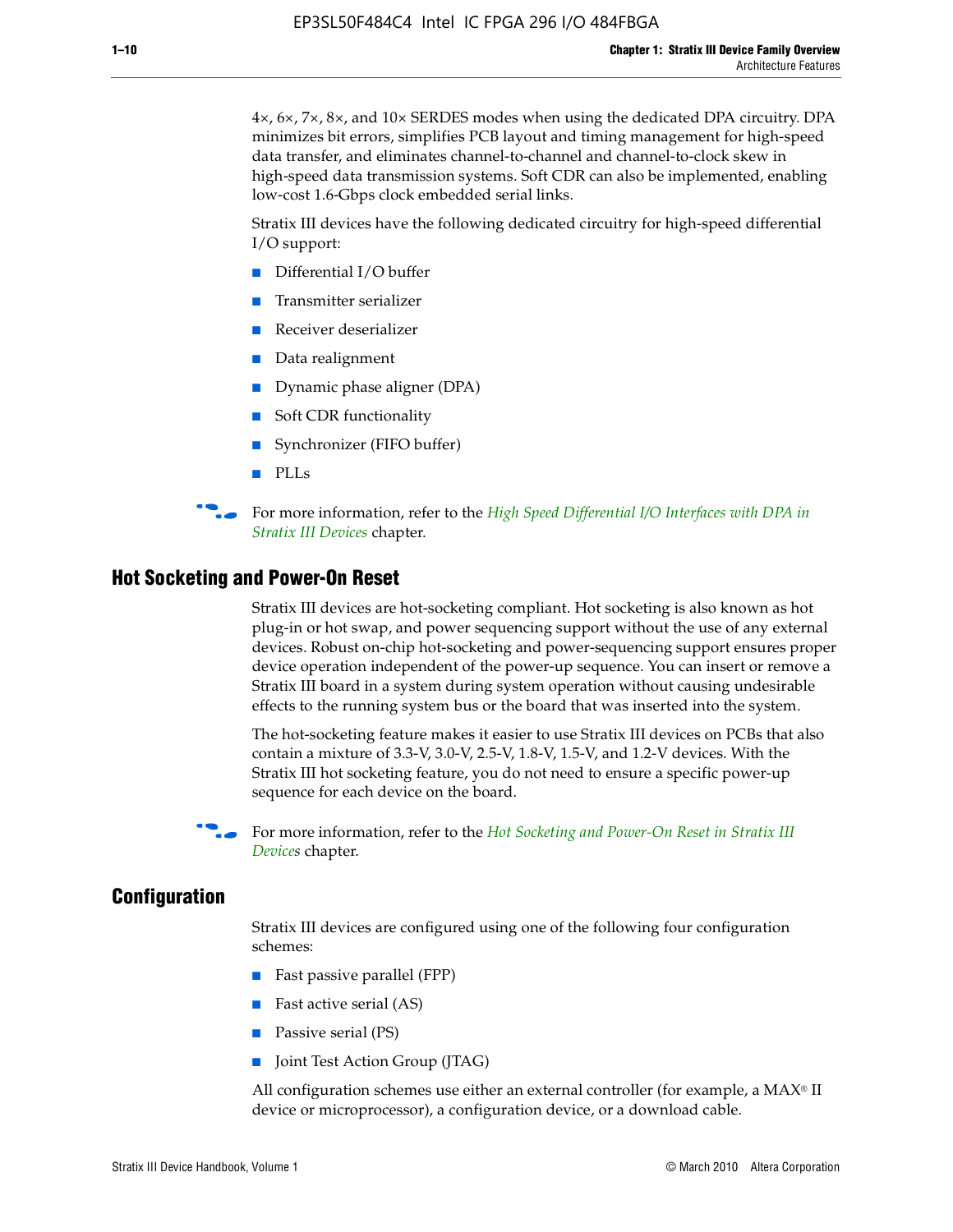4×, 6×, 7×, 8×, and 10× SERDES modes when using the dedicated DPA circuitry. DPA minimizes bit errors, simplifies PCB layout and timing management for high-speed data transfer, and eliminates channel-to-channel and channel-to-clock skew in high-speed data transmission systems. Soft CDR can also be implemented, enabling low-cost 1.6-Gbps clock embedded serial links.

Stratix III devices have the following dedicated circuitry for high-speed differential I/O support:

- Differential I/O buffer
- Transmitter serializer
- Receiver deserializer
- Data realignment
- Dynamic phase aligner (DPA)
- Soft CDR functionality
- Synchronizer (FIFO buffer)
- PLLs

For more information, refer to the *High Speed Differential I/O Interfaces with DPA in Stratix III Devices* chapter.

## Hot Socketing and Power-On Reset

Stratix III devices are hot-socketing compliant. Hot socketing is also known as hot plug-in or hot swap, and power sequencing support without the use of any external devices. Robust on-chip hot-socketing and power-sequencing support ensures proper device operation independent of the power-up sequence. You can insert or remove a Stratix III board in a system during system operation without causing undesirable effects to the running system bus or the board that was inserted into the system.

The hot-socketing feature makes it easier to use Stratix III devices on PCBs that also contain a mixture of 3.3-V, 3.0-V, 2.5-V, 1.8-V, 1.5-V, and 1.2-V devices. With the Stratix III hot socketing feature, you do not need to ensure a specific power-up sequence for each device on the board.

For more information, refer to the *Hot Socketing and Power-On Reset in Stratix III Devices* chapter.

## Configuration

Stratix III devices are configured using one of the following four configuration schemes:

- Fast passive parallel (FPP)
- Fast active serial (AS)
- Passive serial (PS)
- Joint Test Action Group (JTAG)

All configuration schemes use either an external controller (for example, a MAX® II device or microprocessor), a configuration device, or a download cable.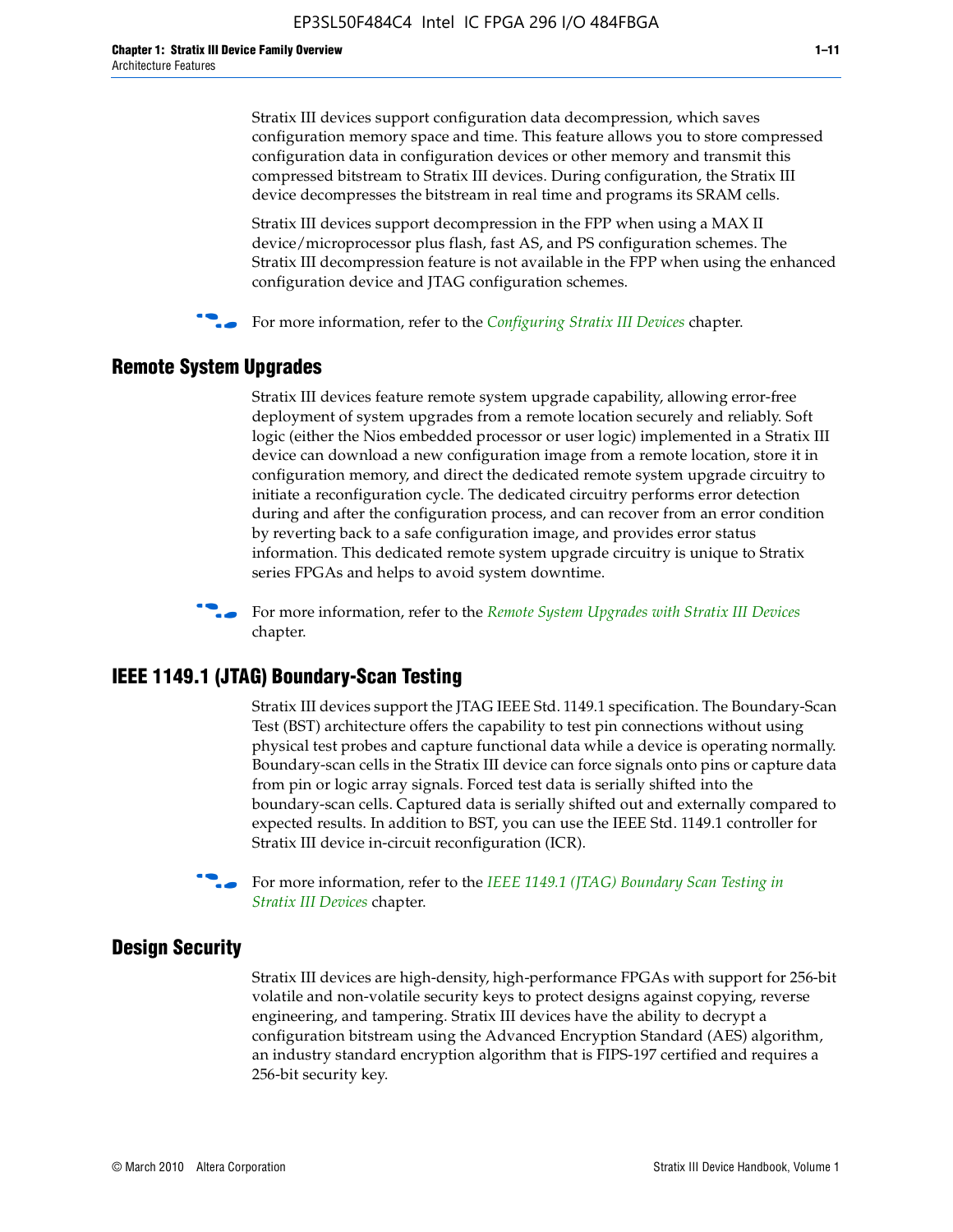Stratix III devices support configuration data decompression, which saves configuration memory space and time. This feature allows you to store compressed configuration data in configuration devices or other memory and transmit this compressed bitstream to Stratix III devices. During configuration, the Stratix III device decompresses the bitstream in real time and programs its SRAM cells.

Stratix III devices support decompression in the FPP when using a MAX II device/microprocessor plus flash, fast AS, and PS configuration schemes. The Stratix III decompression feature is not available in the FPP when using the enhanced configuration device and JTAG configuration schemes.

For more information, refer to the *Configuring Stratix III Devices* chapter.

## Remote System Upgrades

Stratix III devices feature remote system upgrade capability, allowing error-free deployment of system upgrades from a remote location securely and reliably. Soft logic (either the Nios embedded processor or user logic) implemented in a Stratix III device can download a new configuration image from a remote location, store it in configuration memory, and direct the dedicated remote system upgrade circuitry to initiate a reconfiguration cycle. The dedicated circuitry performs error detection during and after the configuration process, and can recover from an error condition by reverting back to a safe configuration image, and provides error status information. This dedicated remote system upgrade circuitry is unique to Stratix series FPGAs and helps to avoid system downtime.

For more information, refer to the *Remote System Upgrades with Stratix III Devices* chapter.

## IEEE 1149.1 (JTAG) Boundary-Scan Testing

Stratix III devices support the JTAG IEEE Std. 1149.1 specification. The Boundary-Scan Test (BST) architecture offers the capability to test pin connections without using physical test probes and capture functional data while a device is operating normally. Boundary-scan cells in the Stratix III device can force signals onto pins or capture data from pin or logic array signals. Forced test data is serially shifted into the boundary-scan cells. Captured data is serially shifted out and externally compared to expected results. In addition to BST, you can use the IEEE Std. 1149.1 controller for Stratix III device in-circuit reconfiguration (ICR).

For more information, refer to the *IEEE 1149.1 (JTAG) Boundary Scan Testing in Stratix III Devices* chapter.

## Design Security

Stratix III devices are high-density, high-performance FPGAs with support for 256-bit volatile and non-volatile security keys to protect designs against copying, reverse engineering, and tampering. Stratix III devices have the ability to decrypt a configuration bitstream using the Advanced Encryption Standard (AES) algorithm, an industry standard encryption algorithm that is FIPS-197 certified and requires a 256-bit security key.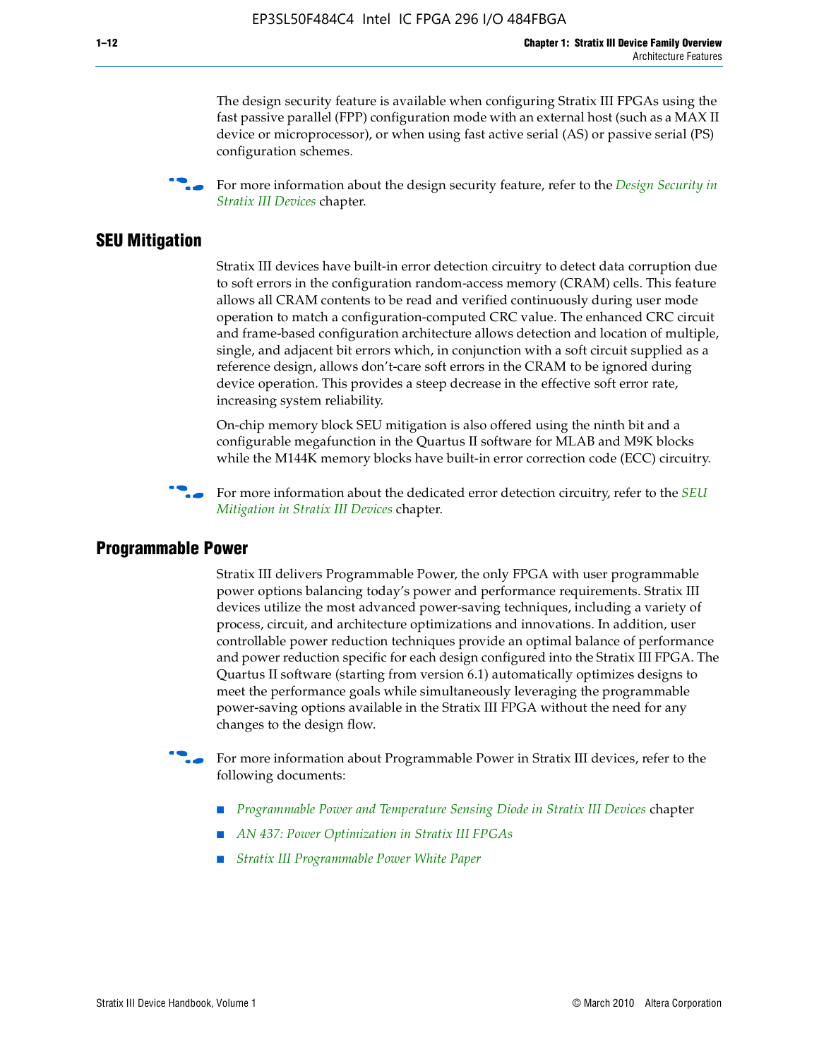The design security feature is available when configuring Stratix III FPGAs using the fast passive parallel (FPP) configuration mode with an external host (such as a MAX II device or microprocessor), or when using fast active serial (AS) or passive serial (PS) configuration schemes.

For more information about the design security feature, refer to the *Design Security in Stratix III Devices* chapter.

## SEU Mitigation

Stratix III devices have built-in error detection circuitry to detect data corruption due to soft errors in the configuration random-access memory (CRAM) cells. This feature allows all CRAM contents to be read and verified continuously during user mode operation to match a configuration-computed CRC value. The enhanced CRC circuit and frame-based configuration architecture allows detection and location of multiple, single, and adjacent bit errors which, in conjunction with a soft circuit supplied as a reference design, allows don't-care soft errors in the CRAM to be ignored during device operation. This provides a steep decrease in the effective soft error rate, increasing system reliability.

On-chip memory block SEU mitigation is also offered using the ninth bit and a configurable megafunction in the Quartus II software for MLAB and M9K blocks while the M144K memory blocks have built-in error correction code (ECC) circuitry.

For more information about the dedicated error detection circuitry, refer to the *SEU Mitigation in Stratix III Devices* chapter.

## Programmable Power

Stratix III delivers Programmable Power, the only FPGA with user programmable power options balancing today's power and performance requirements. Stratix III devices utilize the most advanced power-saving techniques, including a variety of process, circuit, and architecture optimizations and innovations. In addition, user controllable power reduction techniques provide an optimal balance of performance and power reduction specific for each design configured into the Stratix III FPGA. The Quartus II software (starting from version 6.1) automatically optimizes designs to meet the performance goals while simultaneously leveraging the programmable power-saving options available in the Stratix III FPGA without the need for any changes to the design flow.

For more information about Programmable Power in Stratix III devices, refer to the following documents:

- *Programmable Power and Temperature Sensing Diode in Stratix III Devices* chapter
- *AN 437: Power Optimization in Stratix III FPGAs*
- *Stratix III Programmable Power White Paper*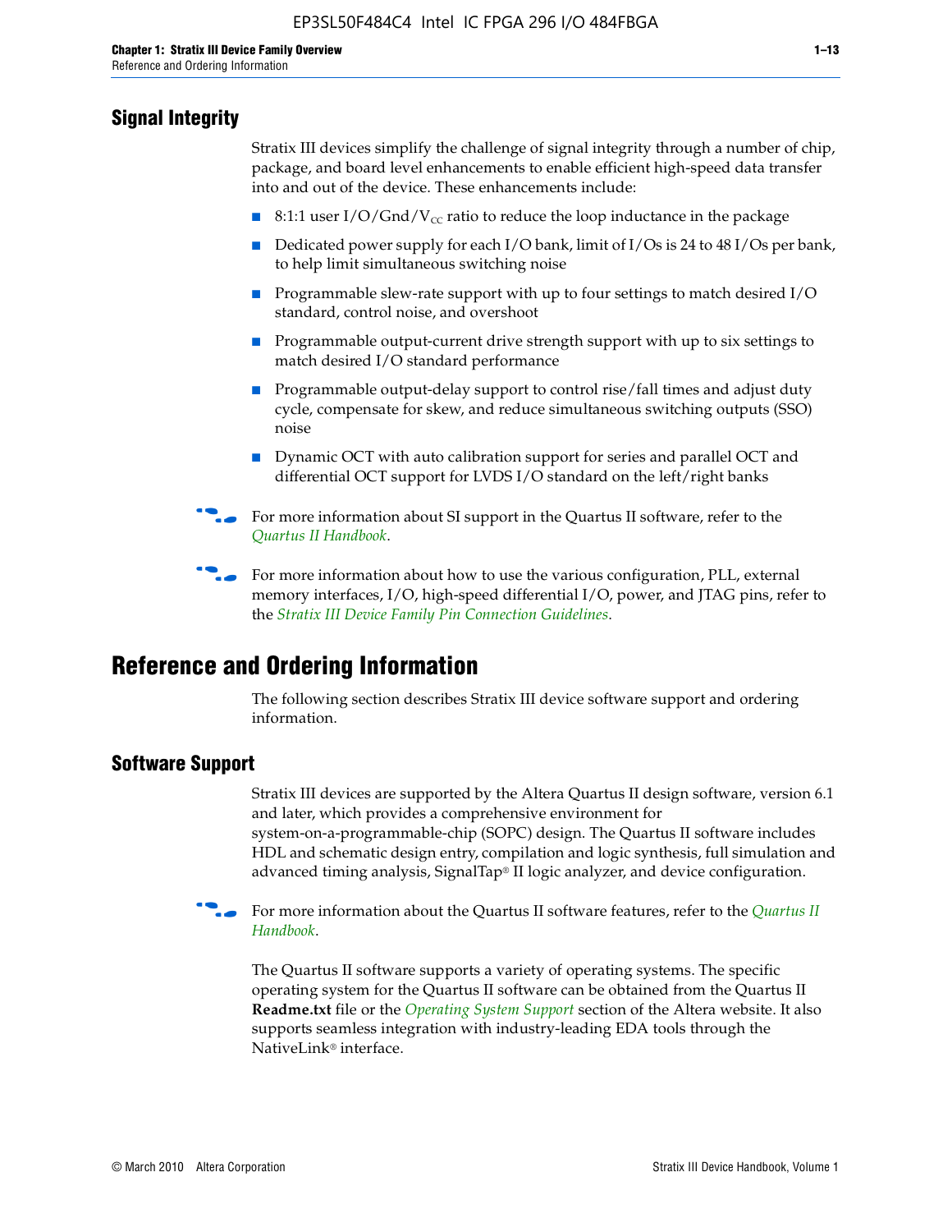## Signal Integrity

Stratix III devices simplify the challenge of signal integrity through a number of chip, package, and board level enhancements to enable efficient high-speed data transfer into and out of the device. These enhancements include:

- 8:1:1 user I/O/Gnd/$V_{CC}$ ratio to reduce the loop inductance in the package
- Dedicated power supply for each I/O bank, limit of I/Os is 24 to 48 I/Os per bank, to help limit simultaneous switching noise
- Programmable slew-rate support with up to four settings to match desired I/O standard, control noise, and overshoot
- Programmable output-current drive strength support with up to six settings to match desired I/O standard performance
- Programmable output-delay support to control rise/fall times and adjust duty cycle, compensate for skew, and reduce simultaneous switching outputs (SSO) noise
- Dynamic OCT with auto calibration support for series and parallel OCT and differential OCT support for LVDS I/O standard on the left/right banks

For more information about SI support in the Quartus II software, refer to the *Quartus II Handbook*.

For more information about how to use the various configuration, PLL, external memory interfaces, I/O, high-speed differential I/O, power, and JTAG pins, refer to the *Stratix III Device Family Pin Connection Guidelines*.

# Reference and Ordering Information

The following section describes Stratix III device software support and ordering information.

## Software Support

Stratix III devices are supported by the Altera Quartus II design software, version 6.1 and later, which provides a comprehensive environment for system-on-a-programmable-chip (SOPC) design. The Quartus II software includes HDL and schematic design entry, compilation and logic synthesis, full simulation and advanced timing analysis, SignalTap® II logic analyzer, and device configuration.

For more information about the Quartus II software features, refer to the *Quartus II Handbook*.

The Quartus II software supports a variety of operating systems. The specific operating system for the Quartus II software can be obtained from the Quartus II **Readme.txt** file or the *Operating System Support* section of the Altera website. It also supports seamless integration with industry-leading EDA tools through the NativeLink® interface.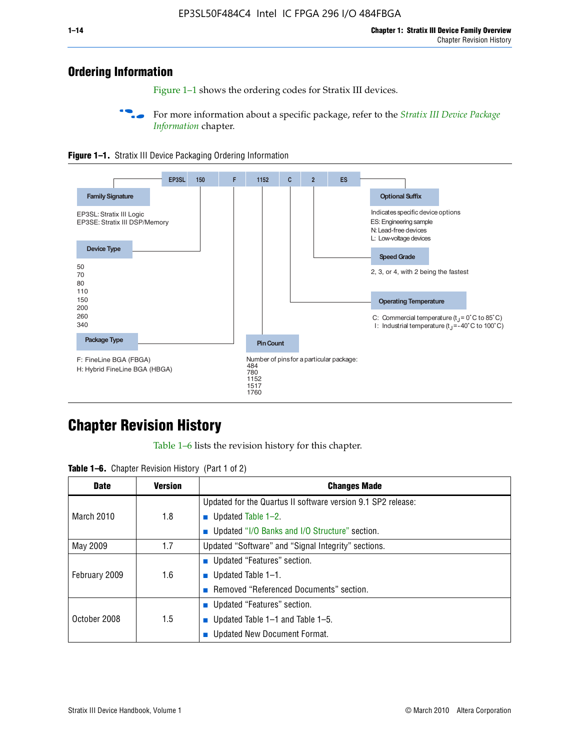## Ordering Information

Figure 1–1 shows the ordering codes for Stratix III devices.

For more information about a specific package, refer to the *Stratix III Device Package Information* chapter.

**Figure 1–1.** Stratix III Device Packaging Ordering Information

EP3SL 150 F 1152 C 2 ES

**Family Signature**

EP3SL: Stratix III Logic
EP3SE: Stratix III DSP/Memory

**Device Type**

50
70
80
110
150
200
260
340

**Package Type**

F: FineLine BGA (FBGA)
H: Hybrid FineLine BGA (HBGA)

**Pin Count**

Number of pins for a particular package:
484
780
1152
1517
1760

**Operating Temperature**

C: Commercial temperature ($t_J$ = 0°C to 85°C)
I: Industrial temperature ($t_J$ = -40°C to 100°C)

**Speed Grade**

2, 3, or 4, with 2 being the fastest

**Optional Suffix**

Indicates specific device options
ES: Engineering sample
N: Lead-free devices
L: Low-voltage devices

## Chapter Revision History

Table 1–6 lists the revision history for this chapter.

**Table 1–6.** Chapter Revision History (Part 1 of 2)

| Date | Version | Changes Made |
|---|---|---|
| March 2010 | 1.8 | Updated for the Quartus II software version 9.1 SP2 release:<br>■ Updated Table 1–2.<br>■ Updated "I/O Banks and I/O Structure" section. |
| May 2009 | 1.7 | Updated "Software" and "Signal Integrity" sections. |
| February 2009 | 1.6 | ■ Updated "Features" section.<br>■ Updated Table 1–1.<br>■ Removed "Referenced Documents" section. |
| October 2008 | 1.5 | ■ Updated "Features" section.<br>■ Updated Table 1–1 and Table 1–5.<br>■ Updated New Document Format. |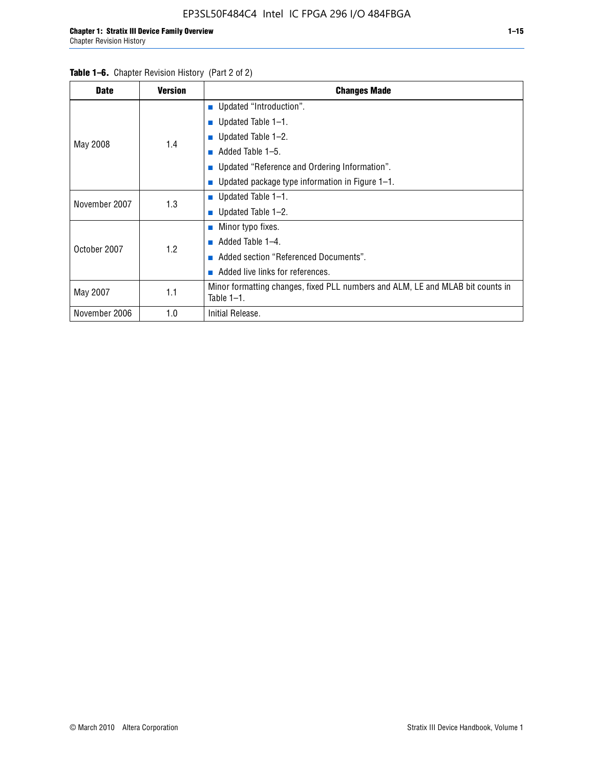**Table 1–6.** Chapter Revision History (Part 2 of 2)

| Date | Version | Changes Made |
|---|---|---|
| May 2008 | 1.4 | ■ Updated “Introduction”.<br>■ Updated Table 1–1.<br>■ Updated Table 1–2.<br>■ Added Table 1–5.<br>■ Updated “Reference and Ordering Information”.<br>■ Updated package type information in Figure 1–1. |
| November 2007 | 1.3 | ■ Updated Table 1–1.<br>■ Updated Table 1–2. |
| October 2007 | 1.2 | ■ Minor typo fixes.<br>■ Added Table 1–4.<br>■ Added section “Referenced Documents”.<br>■ Added live links for references. |
| May 2007 | 1.1 | Minor formatting changes, fixed PLL numbers and ALM, LE and MLAB bit counts in Table 1–1. |
| November 2006 | 1.0 | Initial Release. |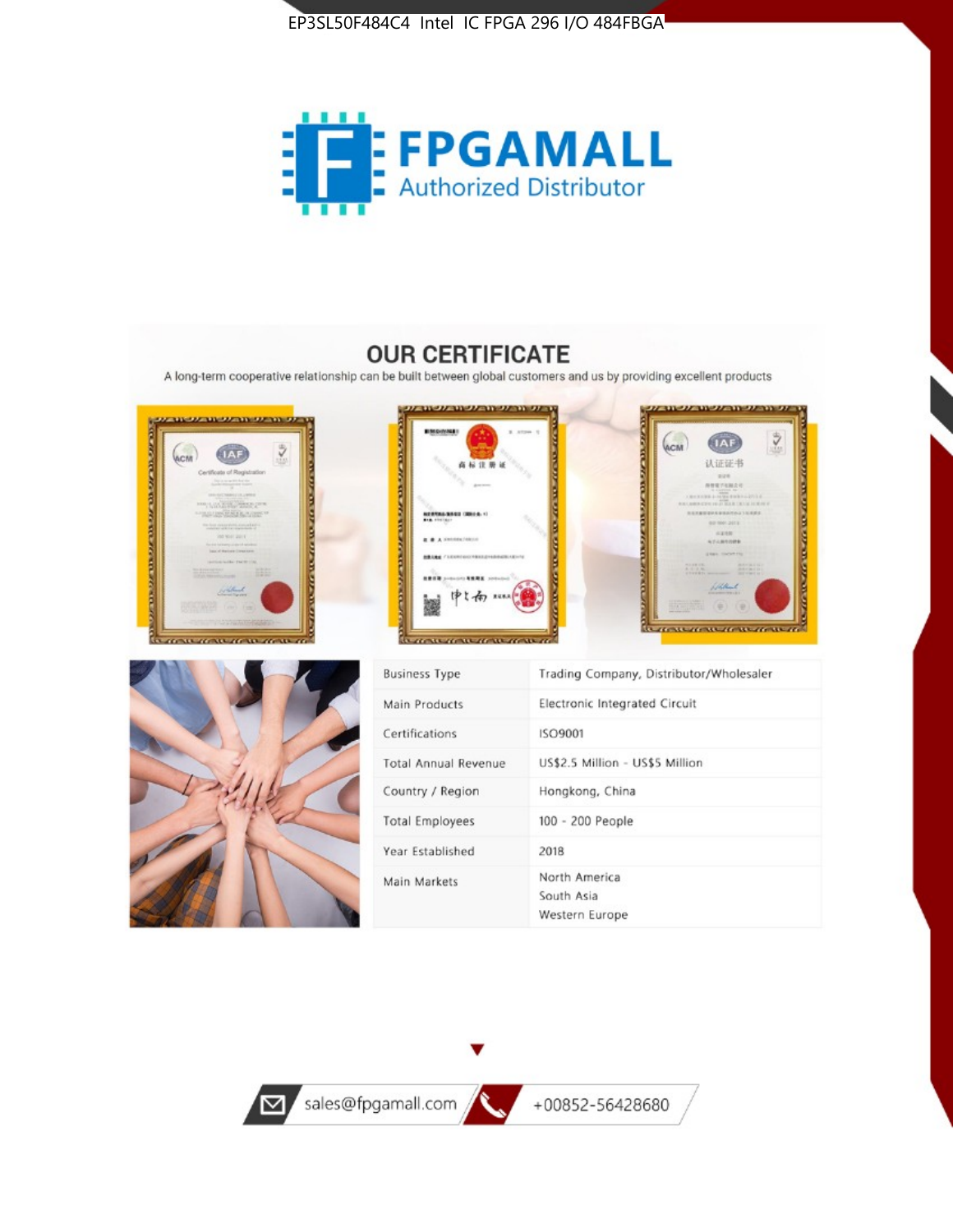FPGAMALL
Authorized Distributor

## OUR CERTIFICATE

A long-term cooperative relationship can be built between global customers and us by providing excellent products

| | |
|---|---|
| Business Type | Trading Company, Distributor/Wholesaler |
| Main Products | Electronic Integrated Circuit |
| Certifications | ISO9001 |
| Total Annual Revenue | US$2.5 Million - US$5 Million |
| Country / Region | Hongkong, China |
| Total Employees | 100 - 200 People |
| Year Established | 2018 |
| Main Markets | North America<br>South Asia<br>Western Europe |

sales@fpgamall.com

+00852-56428680